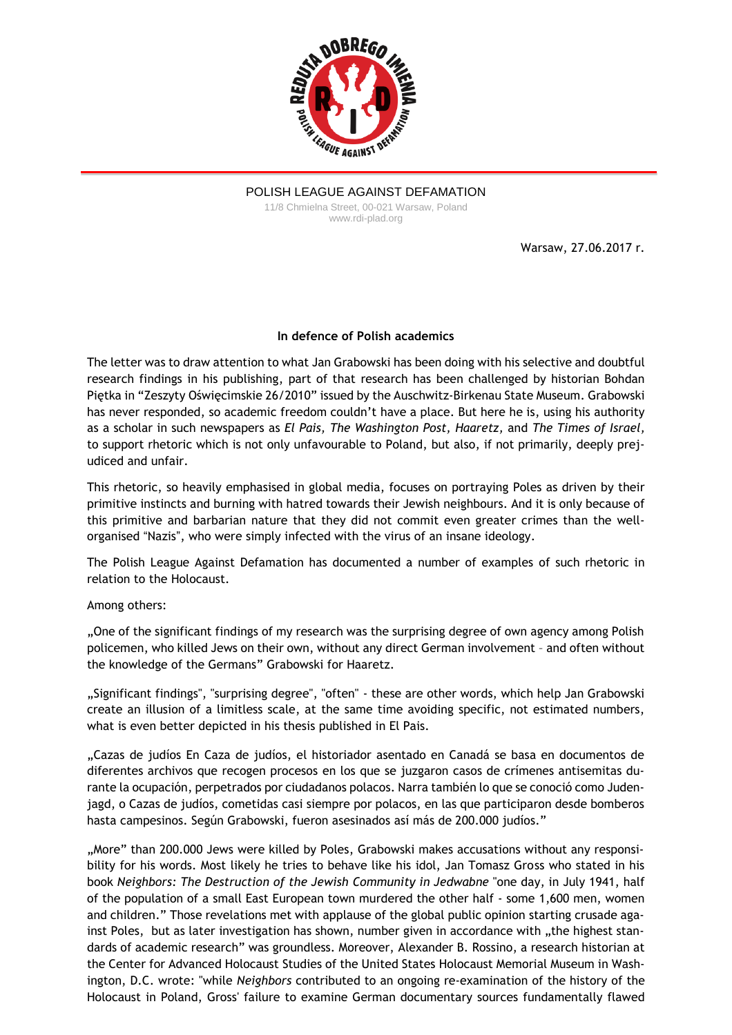POLISH LEAGUE AGAINST DEFAMATION

11/8 Chmielna Street, 00-021 Warsaw, Poland
www.rdi-plad.org

Warsaw, 27.06.2017 r.

**In defence of Polish academics**

The letter was to draw attention to what Jan Grabowski has been doing with his selective and doubtful research findings in his publishing, part of that research has been challenged by historian Bohdan Piętka in "Zeszyty Oświęcimskie 26/2010" issued by the Auschwitz-Birkenau State Museum. Grabowski has never responded, so academic freedom couldn't have a place. But here he is, using his authority as a scholar in such newspapers as *El Pais, The Washington Post, Haaretz,* and *The Times of Israel,* to support rhetoric which is not only unfavourable to Poland, but also, if not primarily, deeply prejudiced and unfair.

This rhetoric, so heavily emphasised in global media, focuses on portraying Poles as driven by their primitive instincts and burning with hatred towards their Jewish neighbours. And it is only because of this primitive and barbarian nature that they did not commit even greater crimes than the well-organised "Nazis", who were simply infected with the virus of an insane ideology.

The Polish League Against Defamation has documented a number of examples of such rhetoric in relation to the Holocaust.

Among others:

„One of the significant findings of my research was the surprising degree of own agency among Polish policemen, who killed Jews on their own, without any direct German involvement – and often without the knowledge of the Germans" Grabowski for Haaretz.

„Significant findings", "surprising degree", "often" - these are other words, which help Jan Grabowski create an illusion of a limitless scale, at the same time avoiding specific, not estimated numbers, what is even better depicted in his thesis published in El Pais.

„Cazas de judíos En Caza de judíos, el historiador asentado en Canadá se basa en documentos de diferentes archivos que recogen procesos en los que se juzgaron casos de crímenes antisemitas durante la ocupación, perpetrados por ciudadanos polacos. Narra también lo que se conoció como Judenjagd, o Cazas de judíos, cometidas casi siempre por polacos, en las que participaron desde bomberos hasta campesinos. Según Grabowski, fueron asesinados así más de 200.000 judíos."

„More" than 200.000 Jews were killed by Poles, Grabowski makes accusations without any responsibility for his words. Most likely he tries to behave like his idol, Jan Tomasz Gross who stated in his book *Neighbors: The Destruction of the Jewish Community in Jedwabne* "one day, in July 1941, half of the population of a small East European town murdered the other half - some 1,600 men, women and children." Those revelations met with applause of the global public opinion starting crusade against Poles, but as later investigation has shown, number given in accordance with „the highest standards of academic research" was groundless. Moreover, Alexander B. Rossino, a research historian at the Center for Advanced Holocaust Studies of the United States Holocaust Memorial Museum in Washington, D.C. wrote: "while *Neighbors* contributed to an ongoing re-examination of the history of the Holocaust in Poland, Gross' failure to examine German documentary sources fundamentally flawed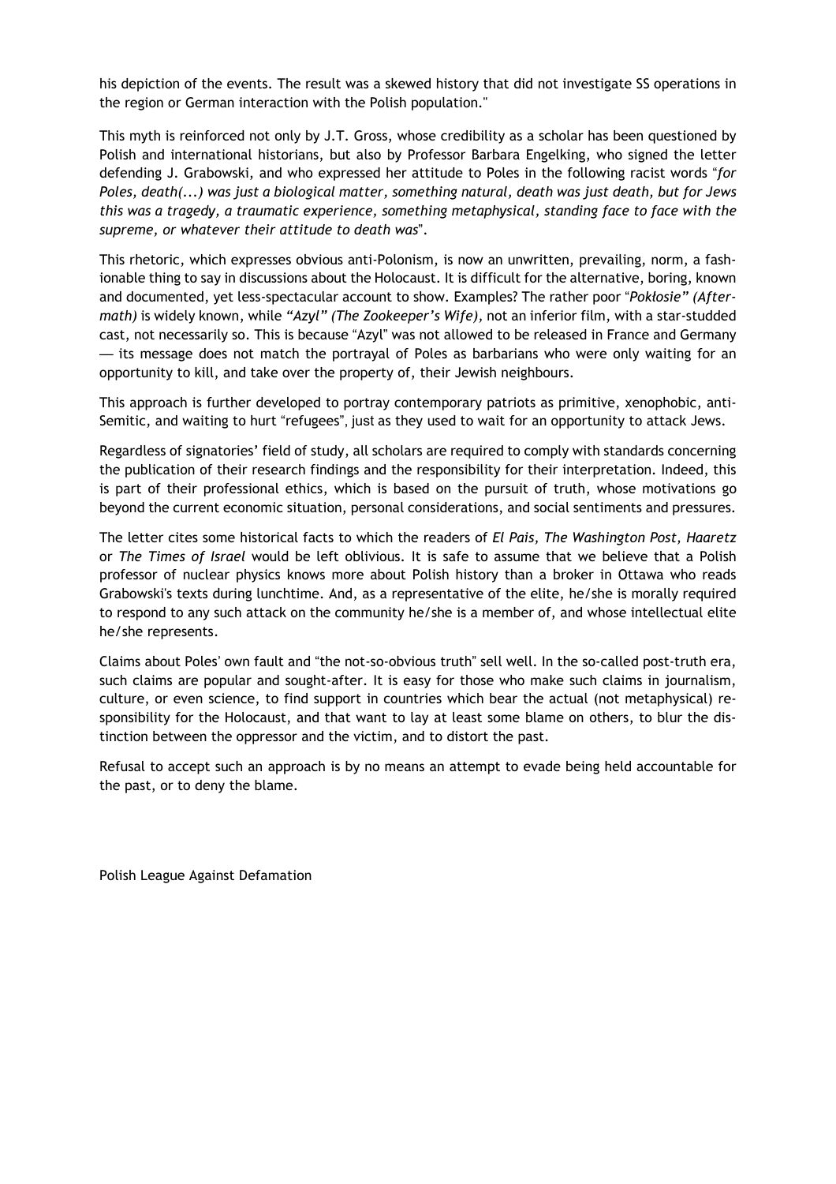his depiction of the events. The result was a skewed history that did not investigate SS operations in the region or German interaction with the Polish population."

This myth is reinforced not only by J.T. Gross, whose credibility as a scholar has been questioned by Polish and international historians, but also by Professor Barbara Engelking, who signed the letter defending J. Grabowski, and who expressed her attitude to Poles in the following racist words "*for Poles, death(...) was just a biological matter, something natural, death was just death, but for Jews this was a tragedy, a traumatic experience, something metaphysical, standing face to face with the supreme, or whatever their attitude to death was*".

This rhetoric, which expresses obvious anti-Polonism, is now an unwritten, prevailing, norm, a fashionable thing to say in discussions about the Holocaust. It is difficult for the alternative, boring, known and documented, yet less-spectacular account to show. Examples? The rather poor "*Pokłosie" (Aftermath)* is widely known, while *"Azyl" (The Zookeeper's Wife)*, not an inferior film, with a star-studded cast, not necessarily so. This is because "Azyl" was not allowed to be released in France and Germany — its message does not match the portrayal of Poles as barbarians who were only waiting for an opportunity to kill, and take over the property of, their Jewish neighbours.

This approach is further developed to portray contemporary patriots as primitive, xenophobic, anti-Semitic, and waiting to hurt "refugees", just as they used to wait for an opportunity to attack Jews.

Regardless of signatories' field of study, all scholars are required to comply with standards concerning the publication of their research findings and the responsibility for their interpretation. Indeed, this is part of their professional ethics, which is based on the pursuit of truth, whose motivations go beyond the current economic situation, personal considerations, and social sentiments and pressures.

The letter cites some historical facts to which the readers of *El Pais, The Washington Post, Haaretz* or *The Times of Israel* would be left oblivious. It is safe to assume that we believe that a Polish professor of nuclear physics knows more about Polish history than a broker in Ottawa who reads Grabowski's texts during lunchtime. And, as a representative of the elite, he/she is morally required to respond to any such attack on the community he/she is a member of, and whose intellectual elite he/she represents.

Claims about Poles' own fault and "the not-so-obvious truth" sell well. In the so-called post-truth era, such claims are popular and sought-after. It is easy for those who make such claims in journalism, culture, or even science, to find support in countries which bear the actual (not metaphysical) responsibility for the Holocaust, and that want to lay at least some blame on others, to blur the distinction between the oppressor and the victim, and to distort the past.

Refusal to accept such an approach is by no means an attempt to evade being held accountable for the past, or to deny the blame.

Polish League Against Defamation